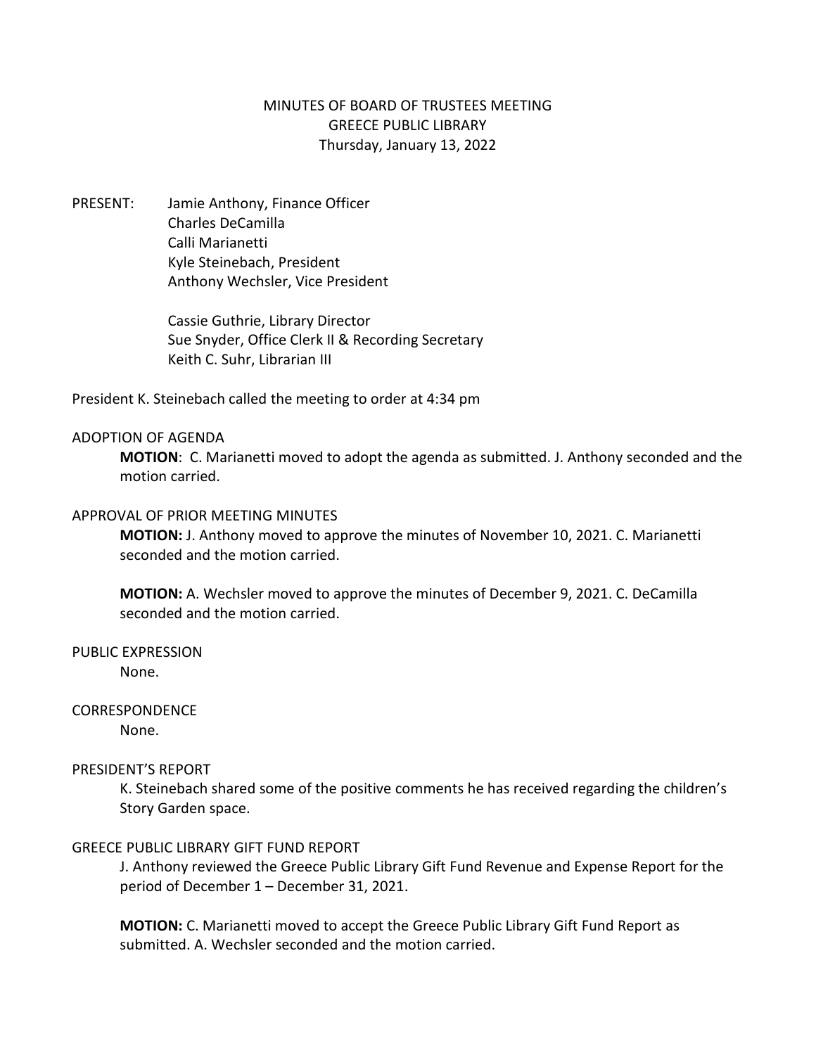# MINUTES OF BOARD OF TRUSTEES MEETING
## GREECE PUBLIC LIBRARY
### Thursday, January 13, 2022

PRESENT: Jamie Anthony, Finance Officer
Charles DeCamilla
Calli Marianetti
Kyle Steinebach, President
Anthony Wechsler, Vice President

Cassie Guthrie, Library Director
Sue Snyder, Office Clerk II & Recording Secretary
Keith C. Suhr, Librarian III

President K. Steinebach called the meeting to order at 4:34 pm

ADOPTION OF AGENDA

**MOTION**: C. Marianetti moved to adopt the agenda as submitted. J. Anthony seconded and the motion carried.

APPROVAL OF PRIOR MEETING MINUTES

**MOTION:** J. Anthony moved to approve the minutes of November 10, 2021. C. Marianetti seconded and the motion carried.

**MOTION:** A. Wechsler moved to approve the minutes of December 9, 2021. C. DeCamilla seconded and the motion carried.

PUBLIC EXPRESSION

None.

CORRESPONDENCE

None.

PRESIDENT'S REPORT

K. Steinebach shared some of the positive comments he has received regarding the children's Story Garden space.

GREECE PUBLIC LIBRARY GIFT FUND REPORT

J. Anthony reviewed the Greece Public Library Gift Fund Revenue and Expense Report for the period of December 1 – December 31, 2021.

**MOTION:** C. Marianetti moved to accept the Greece Public Library Gift Fund Report as submitted. A. Wechsler seconded and the motion carried.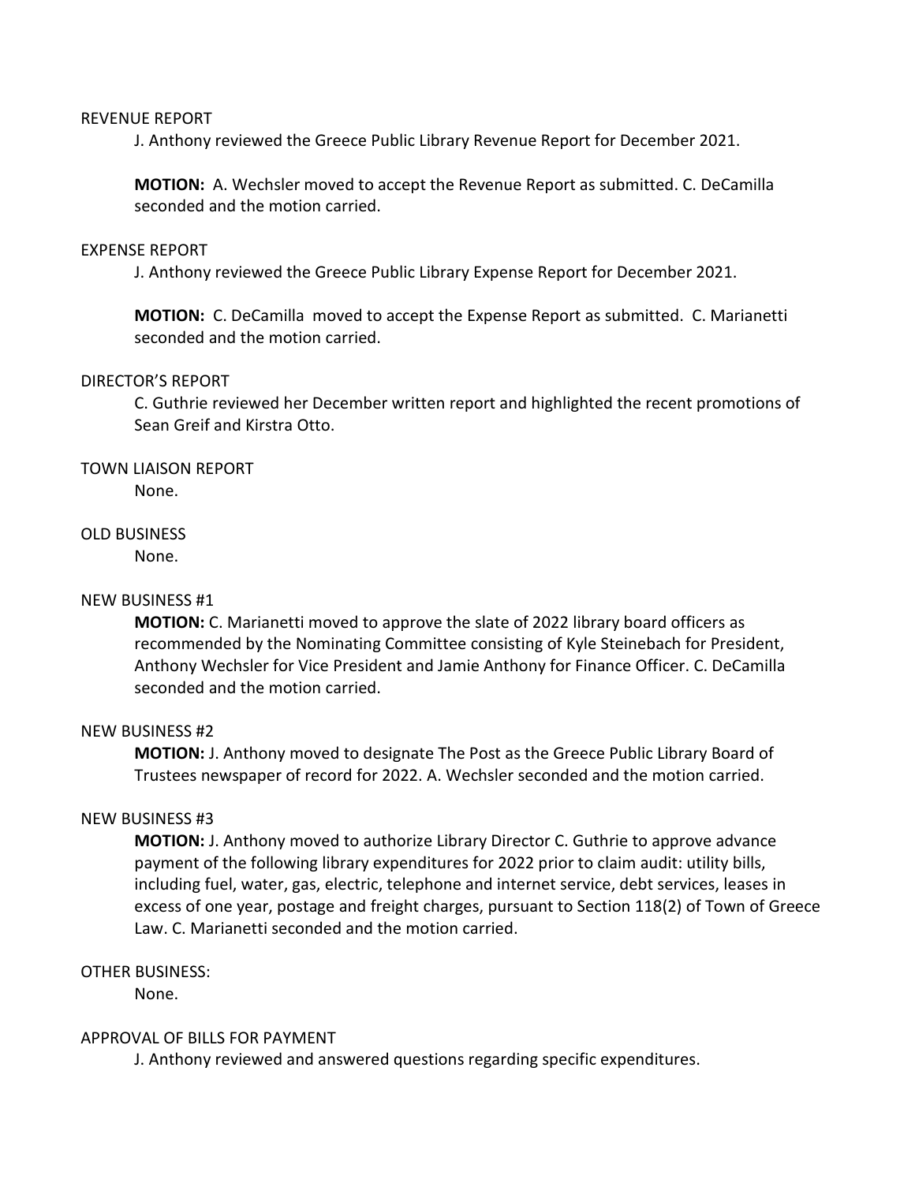REVENUE REPORT

J. Anthony reviewed the Greece Public Library Revenue Report for December 2021.

**MOTION:** A. Wechsler moved to accept the Revenue Report as submitted. C. DeCamilla seconded and the motion carried.

EXPENSE REPORT

J. Anthony reviewed the Greece Public Library Expense Report for December 2021.

**MOTION:** C. DeCamilla moved to accept the Expense Report as submitted. C. Marianetti seconded and the motion carried.

DIRECTOR'S REPORT

C. Guthrie reviewed her December written report and highlighted the recent promotions of Sean Greif and Kirstra Otto.

TOWN LIAISON REPORT

None.

OLD BUSINESS

None.

NEW BUSINESS #1

**MOTION:** C. Marianetti moved to approve the slate of 2022 library board officers as recommended by the Nominating Committee consisting of Kyle Steinebach for President, Anthony Wechsler for Vice President and Jamie Anthony for Finance Officer. C. DeCamilla seconded and the motion carried.

NEW BUSINESS #2

**MOTION:** J. Anthony moved to designate The Post as the Greece Public Library Board of Trustees newspaper of record for 2022. A. Wechsler seconded and the motion carried.

NEW BUSINESS #3

**MOTION:** J. Anthony moved to authorize Library Director C. Guthrie to approve advance payment of the following library expenditures for 2022 prior to claim audit: utility bills, including fuel, water, gas, electric, telephone and internet service, debt services, leases in excess of one year, postage and freight charges, pursuant to Section 118(2) of Town of Greece Law. C. Marianetti seconded and the motion carried.

OTHER BUSINESS:

None.

APPROVAL OF BILLS FOR PAYMENT

J. Anthony reviewed and answered questions regarding specific expenditures.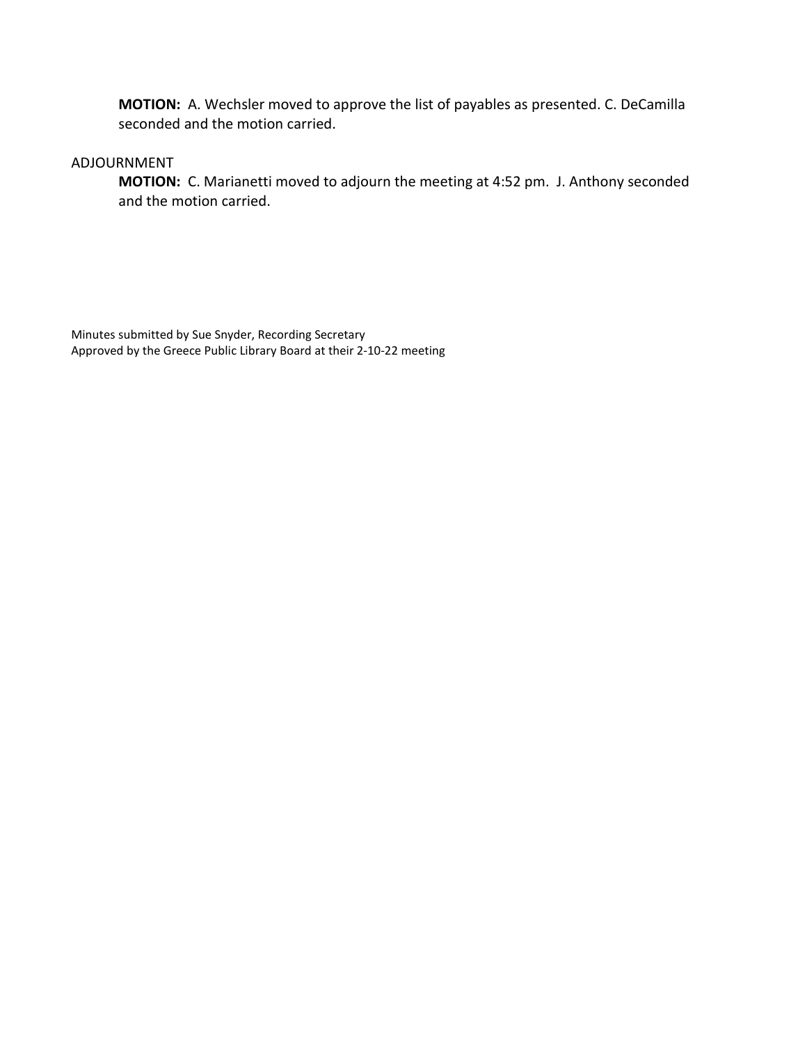**MOTION:** A. Wechsler moved to approve the list of payables as presented. C. DeCamilla seconded and the motion carried.

ADJOURNMENT

**MOTION:** C. Marianetti moved to adjourn the meeting at 4:52 pm. J. Anthony seconded and the motion carried.

Minutes submitted by Sue Snyder, Recording Secretary
Approved by the Greece Public Library Board at their 2-10-22 meeting